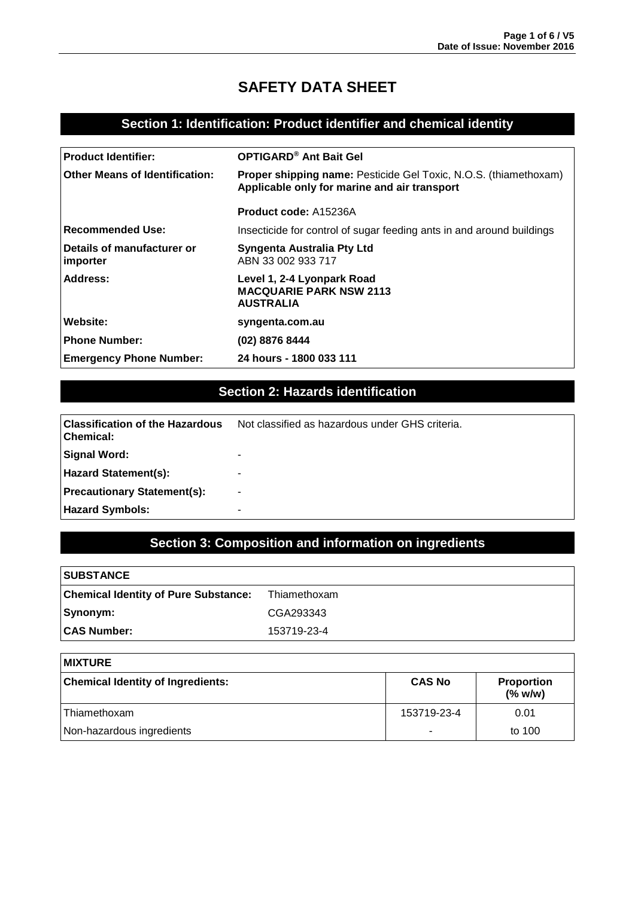# SAFETY DATA SHEET

## Section 1: Identification: Product identifier and chemical identity

| | |
|---|---|
| **Product Identifier:** | **OPTIGARD® Ant Bait Gel** |
| **Other Means of Identification:** | **Proper shipping name:** Pesticide Gel Toxic, N.O.S. (thiamethoxam) **Applicable only for marine and air transport**<br><br>**Product code:** A15236A |
| **Recommended Use:** | Insecticide for control of sugar feeding ants in and around buildings |
| **Details of manufacturer or importer** | **Syngenta Australia Pty Ltd**<br>ABN 33 002 933 717 |
| **Address:** | **Level 1, 2-4 Lyonpark Road**<br>**MACQUARIE PARK NSW 2113**<br>**AUSTRALIA** |
| **Website:** | **syngenta.com.au** |
| **Phone Number:** | **(02) 8876 8444** |
| **Emergency Phone Number:** | **24 hours - 1800 033 111** |

## Section 2: Hazards identification

| | |
|---|---|
| **Classification of the Hazardous Chemical:** | Not classified as hazardous under GHS criteria. |
| **Signal Word:** | - |
| **Hazard Statement(s):** | - |
| **Precautionary Statement(s):** | - |
| **Hazard Symbols:** | - |

## Section 3: Composition and information on ingredients

| **SUBSTANCE** | |
|---|---|
| **Chemical Identity of Pure Substance:** | Thiamethoxam |
| **Synonym:** | CGA293343 |
| **CAS Number:** | 153719-23-4 |

**MIXTURE**

| **Chemical Identity of Ingredients:** | **CAS No** | **Proportion (% w/w)** |
|---|---|---|
| Thiamethoxam | 153719-23-4 | 0.01 |
| Non-hazardous ingredients | - | to 100 |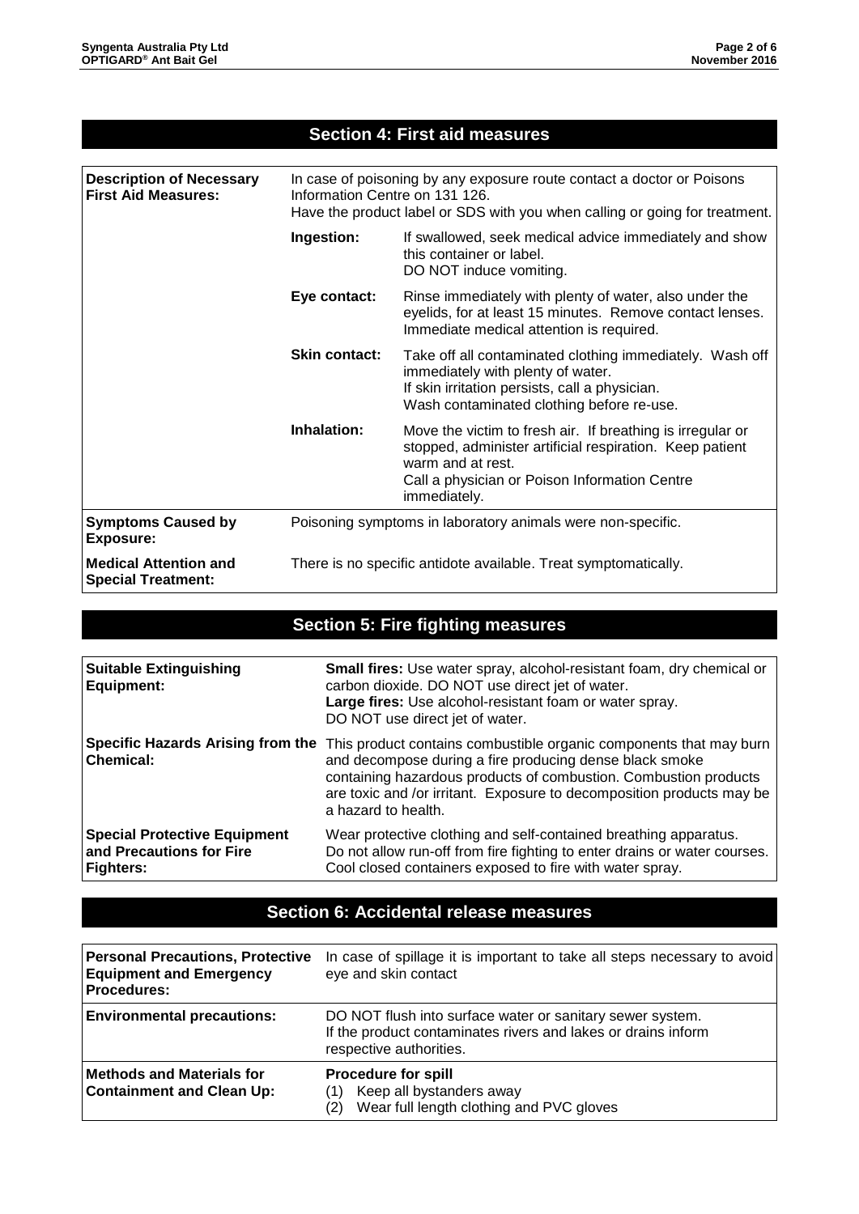## Section 4: First aid measures

| | | |
|---|---|---|
| **Description of Necessary First Aid Measures:** | In case of poisoning by any exposure route contact a doctor or Poisons Information Centre on 131 126.<br>Have the product label or SDS with you when calling or going for treatment. | |
| | **Ingestion:** | If swallowed, seek medical advice immediately and show this container or label.<br>DO NOT induce vomiting. |
| | **Eye contact:** | Rinse immediately with plenty of water, also under the eyelids, for at least 15 minutes. Remove contact lenses. Immediate medical attention is required. |
| | **Skin contact:** | Take off all contaminated clothing immediately. Wash off immediately with plenty of water.<br>If skin irritation persists, call a physician.<br>Wash contaminated clothing before re-use. |
| | **Inhalation:** | Move the victim to fresh air. If breathing is irregular or stopped, administer artificial respiration. Keep patient warm and at rest.<br>Call a physician or Poison Information Centre immediately. |
| **Symptoms Caused by Exposure:** | Poisoning symptoms in laboratory animals were non-specific. | |
| **Medical Attention and Special Treatment:** | There is no specific antidote available. Treat symptomatically. | |

## Section 5: Fire fighting measures

| | |
|---|---|
| **Suitable Extinguishing Equipment:** | **Small fires:** Use water spray, alcohol-resistant foam, dry chemical or carbon dioxide. DO NOT use direct jet of water.<br>**Large fires:** Use alcohol-resistant foam or water spray.<br>DO NOT use direct jet of water. |
| **Specific Hazards Arising from the Chemical:** | This product contains combustible organic components that may burn and decompose during a fire producing dense black smoke containing hazardous products of combustion. Combustion products are toxic and /or irritant. Exposure to decomposition products may be a hazard to health. |
| **Special Protective Equipment and Precautions for Fire Fighters:** | Wear protective clothing and self-contained breathing apparatus.<br>Do not allow run-off from fire fighting to enter drains or water courses.<br>Cool closed containers exposed to fire with water spray. |

## Section 6: Accidental release measures

| | |
|---|---|
| **Personal Precautions, Protective Equipment and Emergency Procedures:** | In case of spillage it is important to take all steps necessary to avoid eye and skin contact |
| **Environmental precautions:** | DO NOT flush into surface water or sanitary sewer system.<br>If the product contaminates rivers and lakes or drains inform respective authorities. |
| **Methods and Materials for Containment and Clean Up:** | **Procedure for spill**<br>(1) Keep all bystanders away<br>(2) Wear full length clothing and PVC gloves |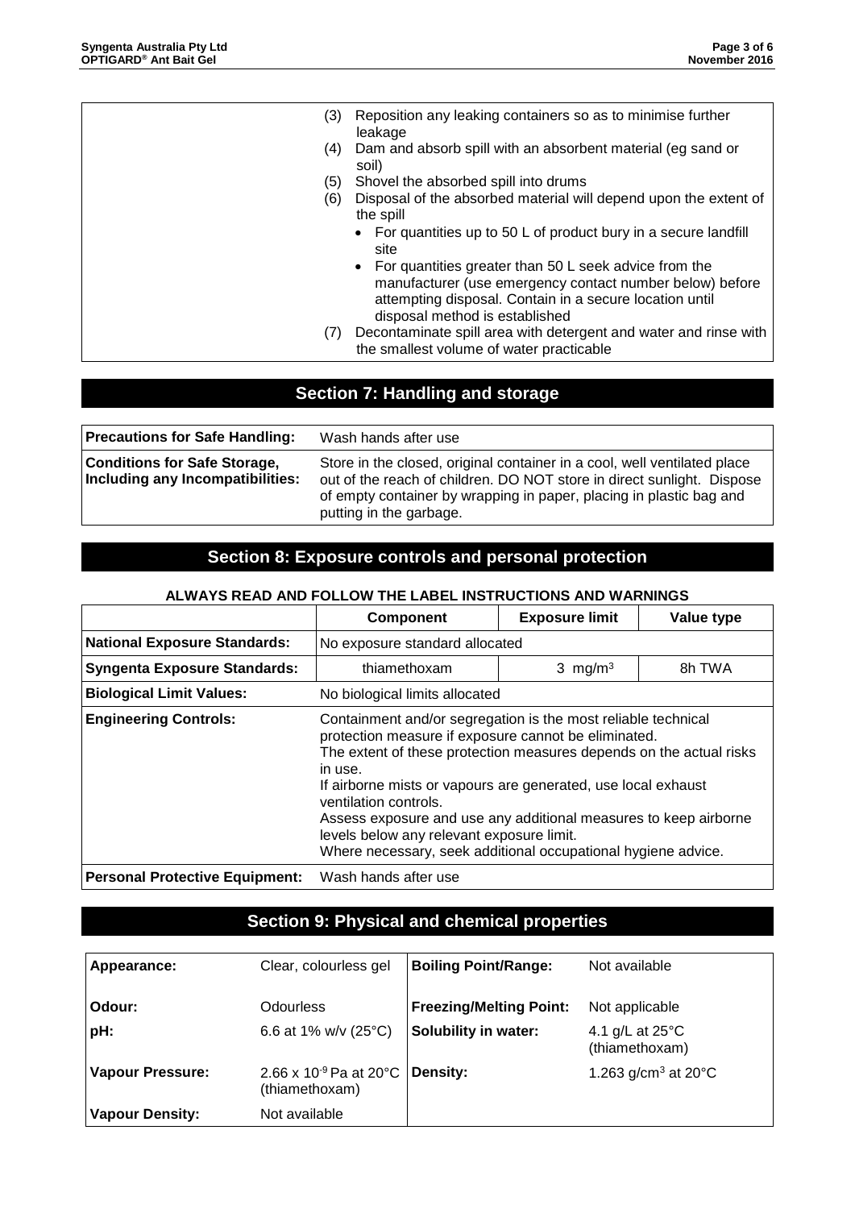| | |
|---|---|
| | (3) Reposition any leaking containers so as to minimise further leakage<br>(4) Dam and absorb spill with an absorbent material (eg sand or soil)<br>(5) Shovel the absorbed spill into drums<br>(6) Disposal of the absorbed material will depend upon the extent of the spill<br>• For quantities up to 50 L of product bury in a secure landfill site<br>• For quantities greater than 50 L seek advice from the manufacturer (use emergency contact number below) before attempting disposal. Contain in a secure location until disposal method is established<br>(7) Decontaminate spill area with detergent and water and rinse with the smallest volume of water practicable |

## Section 7: Handling and storage

| | |
|---|---|
| **Precautions for Safe Handling:** | Wash hands after use |
| **Conditions for Safe Storage, Including any Incompatibilities:** | Store in the closed, original container in a cool, well ventilated place out of the reach of children. DO NOT store in direct sunlight. Dispose of empty container by wrapping in paper, placing in plastic bag and putting in the garbage. |

## Section 8: Exposure controls and personal protection

**ALWAYS READ AND FOLLOW THE LABEL INSTRUCTIONS AND WARNINGS**

| | Component | Exposure limit | Value type |
|---|---|---|---|
| **National Exposure Standards:** | No exposure standard allocated | | |
| **Syngenta Exposure Standards:** | thiamethoxam | 3 $mg/m^3$ | 8h TWA |
| **Biological Limit Values:** | No biological limits allocated | | |
| **Engineering Controls:** | Containment and/or segregation is the most reliable technical protection measure if exposure cannot be eliminated.<br>The extent of these protection measures depends on the actual risks in use.<br>If airborne mists or vapours are generated, use local exhaust ventilation controls.<br>Assess exposure and use any additional measures to keep airborne levels below any relevant exposure limit.<br>Where necessary, seek additional occupational hygiene advice. | | |
| **Personal Protective Equipment:** | Wash hands after use | | |

## Section 9: Physical and chemical properties

| | | | |
|---|---|---|---|
| **Appearance:** | Clear, colourless gel | **Boiling Point/Range:** | Not available |
| **Odour:** | Odourless | **Freezing/Melting Point:** | Not applicable |
| **pH:** | 6.6 at 1% w/v (25°C) | **Solubility in water:** | 4.1 g/L at 25°C (thiamethoxam) |
| **Vapour Pressure:** | 2.66 x $10^{-9}$ Pa at 20°C (thiamethoxam) | **Density:** | 1.263 $g/cm^3$ at 20°C |
| **Vapour Density:** | Not available | | |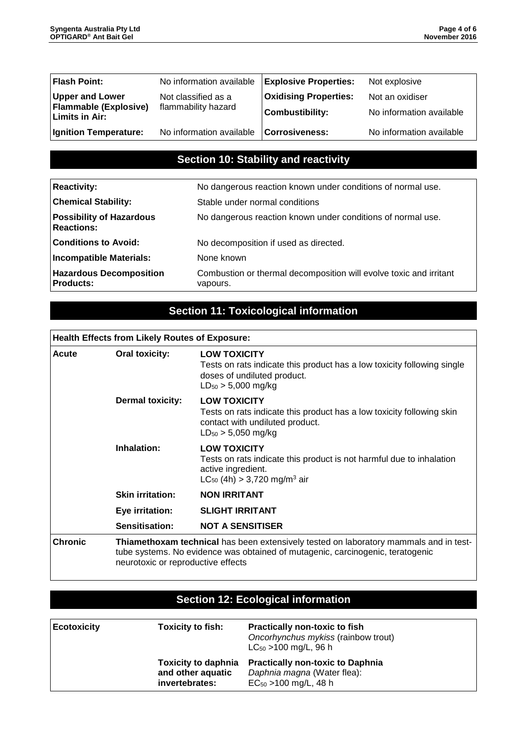| **Flash Point:** | No information available | **Explosive Properties:** | Not explosive |
|---|---|---|---|
| **Upper and Lower Flammable (Explosive) Limits in Air:** | Not classified as a flammability hazard | **Oxidising Properties:** | Not an oxidiser |
| | | **Combustibility:** | No information available |
| **Ignition Temperature:** | No information available | **Corrosiveness:** | No information available |

## Section 10: Stability and reactivity

| | |
|---|---|
| **Reactivity:** | No dangerous reaction known under conditions of normal use. |
| **Chemical Stability:** | Stable under normal conditions |
| **Possibility of Hazardous Reactions:** | No dangerous reaction known under conditions of normal use. |
| **Conditions to Avoid:** | No decomposition if used as directed. |
| **Incompatible Materials:** | None known |
| **Hazardous Decomposition Products:** | Combustion or thermal decomposition will evolve toxic and irritant vapours. |

## Section 11: Toxicological information

| **Health Effects from Likely Routes of Exposure:** | | |
|---|---|---|
| **Acute** | **Oral toxicity:** | **LOW TOXICITY** Tests on rats indicate this product has a low toxicity following single doses of undiluted product. $LD_{50}$ > 5,000 mg/kg |
| | **Dermal toxicity:** | **LOW TOXICITY** Tests on rats indicate this product has a low toxicity following skin contact with undiluted product. $LD_{50}$ > 5,050 mg/kg |
| | **Inhalation:** | **LOW TOXICITY** Tests on rats indicate this product is not harmful due to inhalation active ingredient. $LC_{50}$ (4h) > 3,720 mg/m$^3$ air |
| | **Skin irritation:** | **NON IRRITANT** |
| | **Eye irritation:** | **SLIGHT IRRITANT** |
| | **Sensitisation:** | **NOT A SENSITISER** |
| **Chronic** | **Thiamethoxam technical** has been extensively tested on laboratory mammals and in test-tube systems. No evidence was obtained of mutagenic, carcinogenic, teratogenic neurotoxic or reproductive effects | |

## Section 12: Ecological information

| **Ecotoxicity** | **Toxicity to fish:** | **Practically non-toxic to fish** *Oncorhynchus mykiss* (rainbow trout) $LC_{50}$ >100 mg/L, 96 h |
|---|---|---|
| | **Toxicity to daphnia and other aquatic invertebrates:** | **Practically non-toxic to Daphnia** *Daphnia magna* (Water flea): $EC_{50}$ >100 mg/L, 48 h |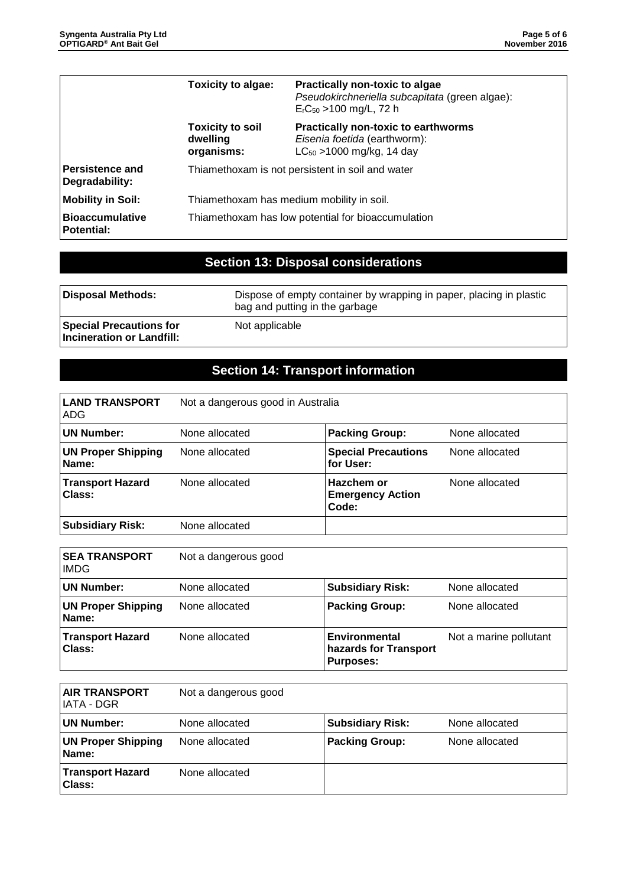| | | |
|---|---|---|
| | **Toxicity to algae:** | **Practically non-toxic to algae** *Pseudokirchneriella subcapitata* (green algae): $E_rC_{50}$ >100 mg/L, 72 h |
| | **Toxicity to soil dwelling organisms:** | **Practically non-toxic to earthworms** *Eisenia foetida* (earthworm): $LC_{50}$ >1000 mg/kg, 14 day |
| **Persistence and Degradability:** | Thiamethoxam is not persistent in soil and water | |
| **Mobility in Soil:** | Thiamethoxam has medium mobility in soil. | |
| **Bioaccumulative Potential:** | Thiamethoxam has low potential for bioaccumulation | |

## Section 13: Disposal considerations

| | |
|---|---|
| **Disposal Methods:** | Dispose of empty container by wrapping in paper, placing in plastic bag and putting in the garbage |
| **Special Precautions for Incineration or Landfill:** | Not applicable |

## Section 14: Transport information

| **LAND TRANSPORT** ADG | Not a dangerous good in Australia | | |
|---|---|---|---|
| **UN Number:** | None allocated | **Packing Group:** | None allocated |
| **UN Proper Shipping Name:** | None allocated | **Special Precautions for User:** | None allocated |
| **Transport Hazard Class:** | None allocated | **Hazchem or Emergency Action Code:** | None allocated |
| **Subsidiary Risk:** | None allocated | | |

| **SEA TRANSPORT** IMDG | Not a dangerous good | | |
|---|---|---|---|
| **UN Number:** | None allocated | **Subsidiary Risk:** | None allocated |
| **UN Proper Shipping Name:** | None allocated | **Packing Group:** | None allocated |
| **Transport Hazard Class:** | None allocated | **Environmental hazards for Transport Purposes:** | Not a marine pollutant |

| **AIR TRANSPORT** IATA - DGR | Not a dangerous good | | |
|---|---|---|---|
| **UN Number:** | None allocated | **Subsidiary Risk:** | None allocated |
| **UN Proper Shipping Name:** | None allocated | **Packing Group:** | None allocated |
| **Transport Hazard Class:** | None allocated | | |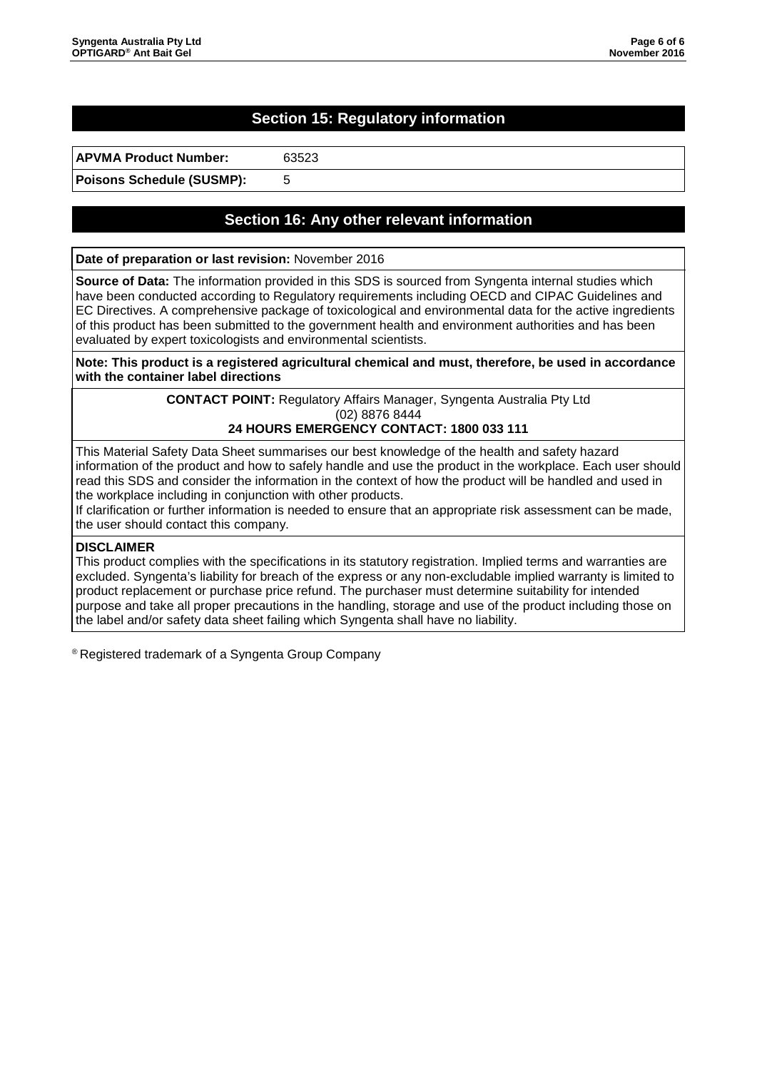## Section 15: Regulatory information

| | |
|---|---|
| **APVMA Product Number:** | 63523 |
| **Poisons Schedule (SUSMP):** | 5 |

## Section 16: Any other relevant information

**Date of preparation or last revision:** November 2016

**Source of Data:** The information provided in this SDS is sourced from Syngenta internal studies which have been conducted according to Regulatory requirements including OECD and CIPAC Guidelines and EC Directives. A comprehensive package of toxicological and environmental data for the active ingredients of this product has been submitted to the government health and environment authorities and has been evaluated by expert toxicologists and environmental scientists.

**Note: This product is a registered agricultural chemical and must, therefore, be used in accordance with the container label directions**

**CONTACT POINT:** Regulatory Affairs Manager, Syngenta Australia Pty Ltd
(02) 8876 8444
**24 HOURS EMERGENCY CONTACT: 1800 033 111**

This Material Safety Data Sheet summarises our best knowledge of the health and safety hazard information of the product and how to safely handle and use the product in the workplace. Each user should read this SDS and consider the information in the context of how the product will be handled and used in the workplace including in conjunction with other products.
If clarification or further information is needed to ensure that an appropriate risk assessment can be made, the user should contact this company.

**DISCLAIMER**
This product complies with the specifications in its statutory registration. Implied terms and warranties are excluded. Syngenta's liability for breach of the express or any non-excludable implied warranty is limited to product replacement or purchase price refund. The purchaser must determine suitability for intended purpose and take all proper precautions in the handling, storage and use of the product including those on the label and/or safety data sheet failing which Syngenta shall have no liability.

® Registered trademark of a Syngenta Group Company